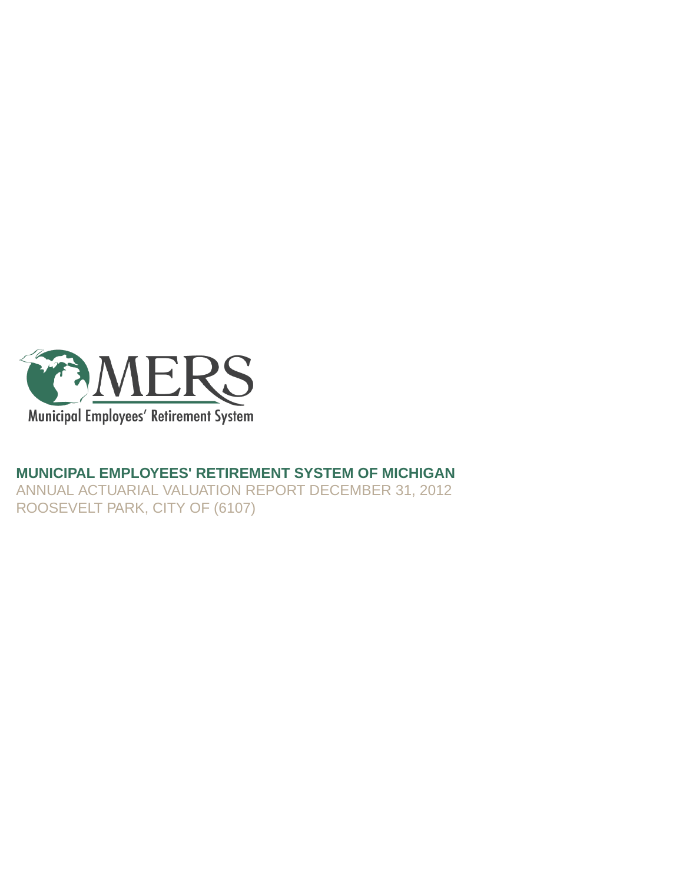MERS

Municipal Employees' Retirement System

# MUNICIPAL EMPLOYEES' RETIREMENT SYSTEM OF MICHIGAN

ANNUAL ACTUARIAL VALUATION REPORT DECEMBER 31, 2012

ROOSEVELT PARK, CITY OF (6107)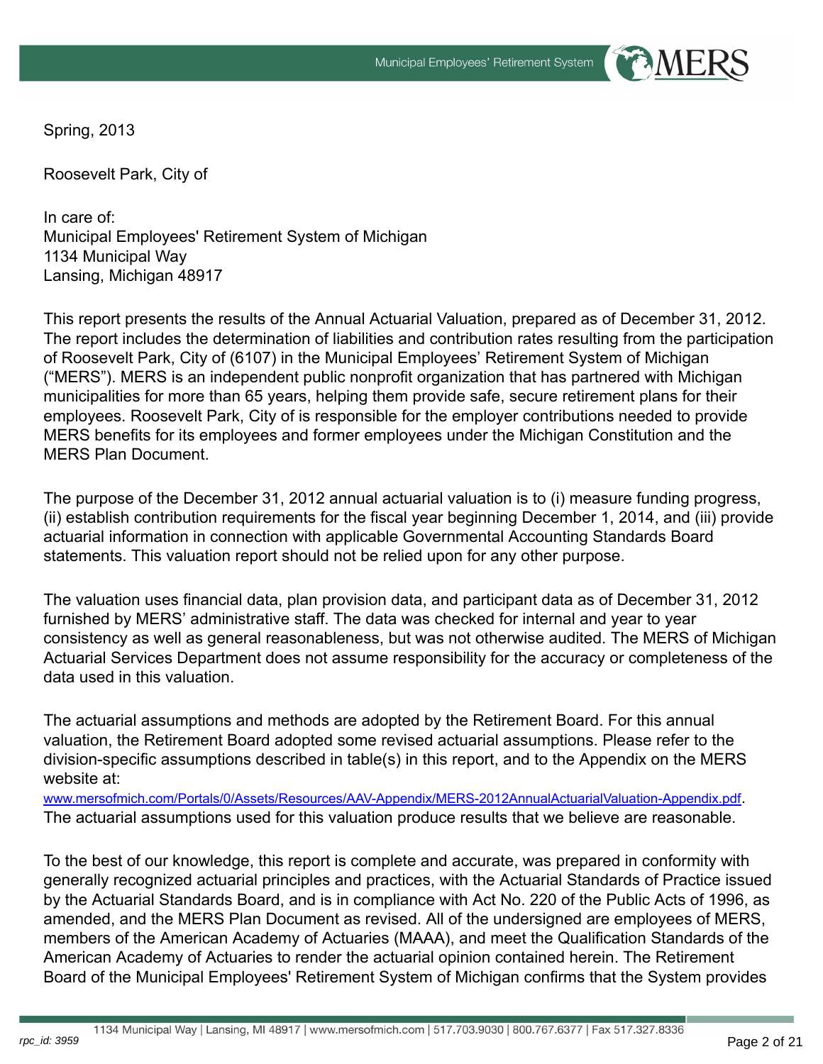Spring, 2013

Roosevelt Park, City of

In care of:
Municipal Employees' Retirement System of Michigan
1134 Municipal Way
Lansing, Michigan 48917

This report presents the results of the Annual Actuarial Valuation, prepared as of December 31, 2012. The report includes the determination of liabilities and contribution rates resulting from the participation of Roosevelt Park, City of (6107) in the Municipal Employees' Retirement System of Michigan ("MERS"). MERS is an independent public nonprofit organization that has partnered with Michigan municipalities for more than 65 years, helping them provide safe, secure retirement plans for their employees. Roosevelt Park, City of is responsible for the employer contributions needed to provide MERS benefits for its employees and former employees under the Michigan Constitution and the MERS Plan Document.

The purpose of the December 31, 2012 annual actuarial valuation is to (i) measure funding progress, (ii) establish contribution requirements for the fiscal year beginning December 1, 2014, and (iii) provide actuarial information in connection with applicable Governmental Accounting Standards Board statements. This valuation report should not be relied upon for any other purpose.

The valuation uses financial data, plan provision data, and participant data as of December 31, 2012 furnished by MERS' administrative staff. The data was checked for internal and year to year consistency as well as general reasonableness, but was not otherwise audited. The MERS of Michigan Actuarial Services Department does not assume responsibility for the accuracy or completeness of the data used in this valuation.

The actuarial assumptions and methods are adopted by the Retirement Board. For this annual valuation, the Retirement Board adopted some revised actuarial assumptions. Please refer to the division-specific assumptions described in table(s) in this report, and to the Appendix on the MERS website at:
www.mersofmich.com/Portals/0/Assets/Resources/AAV-Appendix/MERS-2012AnnualActuarialValuation-Appendix.pdf.
The actuarial assumptions used for this valuation produce results that we believe are reasonable.

To the best of our knowledge, this report is complete and accurate, was prepared in conformity with generally recognized actuarial principles and practices, with the Actuarial Standards of Practice issued by the Actuarial Standards Board, and is in compliance with Act No. 220 of the Public Acts of 1996, as amended, and the MERS Plan Document as revised. All of the undersigned are employees of MERS, members of the American Academy of Actuaries (MAAA), and meet the Qualification Standards of the American Academy of Actuaries to render the actuarial opinion contained herein. The Retirement Board of the Municipal Employees' Retirement System of Michigan confirms that the System provides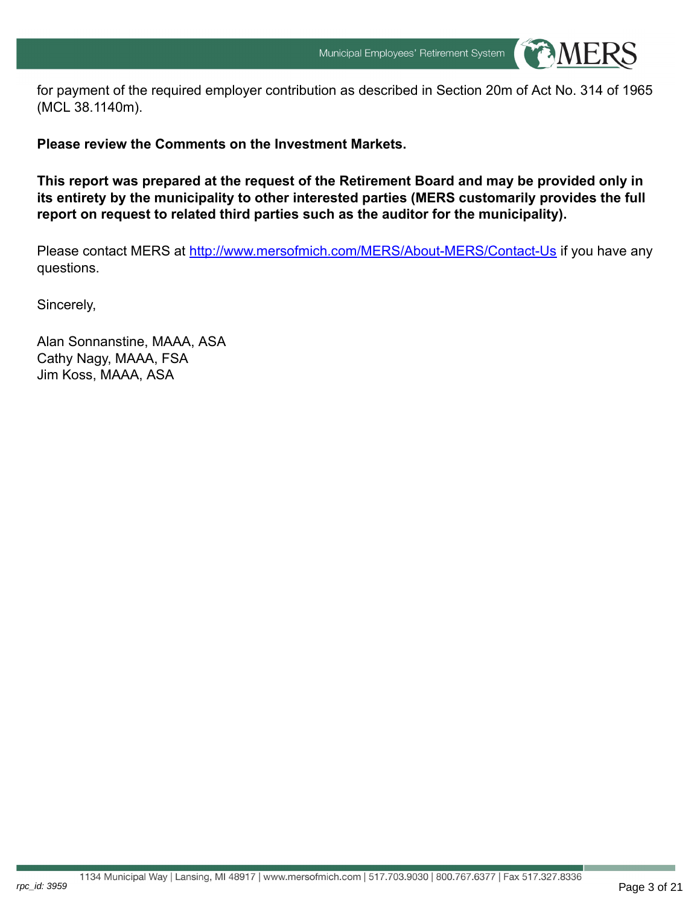for payment of the required employer contribution as described in Section 20m of Act No. 314 of 1965 (MCL 38.1140m).

**Please review the Comments on the Investment Markets.**

**This report was prepared at the request of the Retirement Board and may be provided only in its entirety by the municipality to other interested parties (MERS customarily provides the full report on request to related third parties such as the auditor for the municipality).**

Please contact MERS at [http://www.mersofmich.com/MERS/About-MERS/Contact-Us](http://www.mersofmich.com/MERS/About-MERS/Contact-Us) if you have any questions.

Sincerely,

Alan Sonnanstine, MAAA, ASA
Cathy Nagy, MAAA, FSA
Jim Koss, MAAA, ASA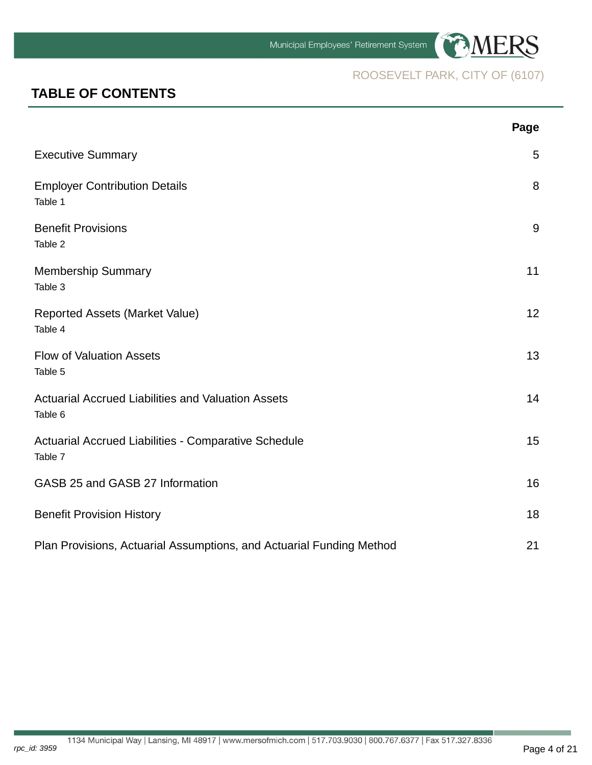ROOSEVELT PARK, CITY OF (6107)

# TABLE OF CONTENTS

| | Page |
|---|---|
| Executive Summary | 5 |
| Employer Contribution Details<br>Table 1 | 8 |
| Benefit Provisions<br>Table 2 | 9 |
| Membership Summary<br>Table 3 | 11 |
| Reported Assets (Market Value)<br>Table 4 | 12 |
| Flow of Valuation Assets<br>Table 5 | 13 |
| Actuarial Accrued Liabilities and Valuation Assets<br>Table 6 | 14 |
| Actuarial Accrued Liabilities - Comparative Schedule<br>Table 7 | 15 |
| GASB 25 and GASB 27 Information | 16 |
| Benefit Provision History | 18 |
| Plan Provisions, Actuarial Assumptions, and Actuarial Funding Method | 21 |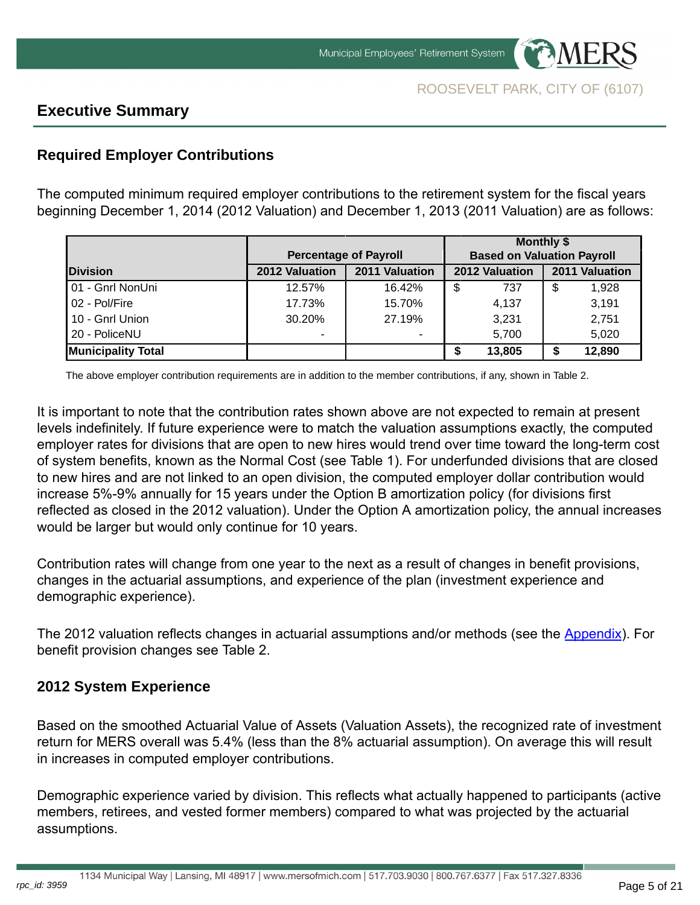ROOSEVELT PARK, CITY OF (6107)

## Executive Summary

### Required Employer Contributions

The computed minimum required employer contributions to the retirement system for the fiscal years beginning December 1, 2014 (2012 Valuation) and December 1, 2013 (2011 Valuation) are as follows:

| | Percentage of Payroll | | Monthly $ Based on Valuation Payroll | |
|---|---|---|---|---|
| **Division** | **2012 Valuation** | **2011 Valuation** | **2012 Valuation** | **2011 Valuation** |
| 01 - Gnrl NonUni | 12.57% | 16.42% | $ 737 | $ 1,928 |
| 02 - Pol/Fire | 17.73% | 15.70% | 4,137 | 3,191 |
| 10 - Gnrl Union | 30.20% | 27.19% | 3,231 | 2,751 |
| 20 - PoliceNU | - | - | 5,700 | 5,020 |
| **Municipality Total** | | | **$ 13,805** | **$ 12,890** |

The above employer contribution requirements are in addition to the member contributions, if any, shown in Table 2.

It is important to note that the contribution rates shown above are not expected to remain at present levels indefinitely. If future experience were to match the valuation assumptions exactly, the computed employer rates for divisions that are open to new hires would trend over time toward the long-term cost of system benefits, known as the Normal Cost (see Table 1). For underfunded divisions that are closed to new hires and are not linked to an open division, the computed employer dollar contribution would increase 5%-9% annually for 15 years under the Option B amortization policy (for divisions first reflected as closed in the 2012 valuation). Under the Option A amortization policy, the annual increases would be larger but would only continue for 10 years.

Contribution rates will change from one year to the next as a result of changes in benefit provisions, changes in the actuarial assumptions, and experience of the plan (investment experience and demographic experience).

The 2012 valuation reflects changes in actuarial assumptions and/or methods (see the Appendix). For benefit provision changes see Table 2.

### 2012 System Experience

Based on the smoothed Actuarial Value of Assets (Valuation Assets), the recognized rate of investment return for MERS overall was 5.4% (less than the 8% actuarial assumption). On average this will result in increases in computed employer contributions.

Demographic experience varied by division. This reflects what actually happened to participants (active members, retirees, and vested former members) compared to what was projected by the actuarial assumptions.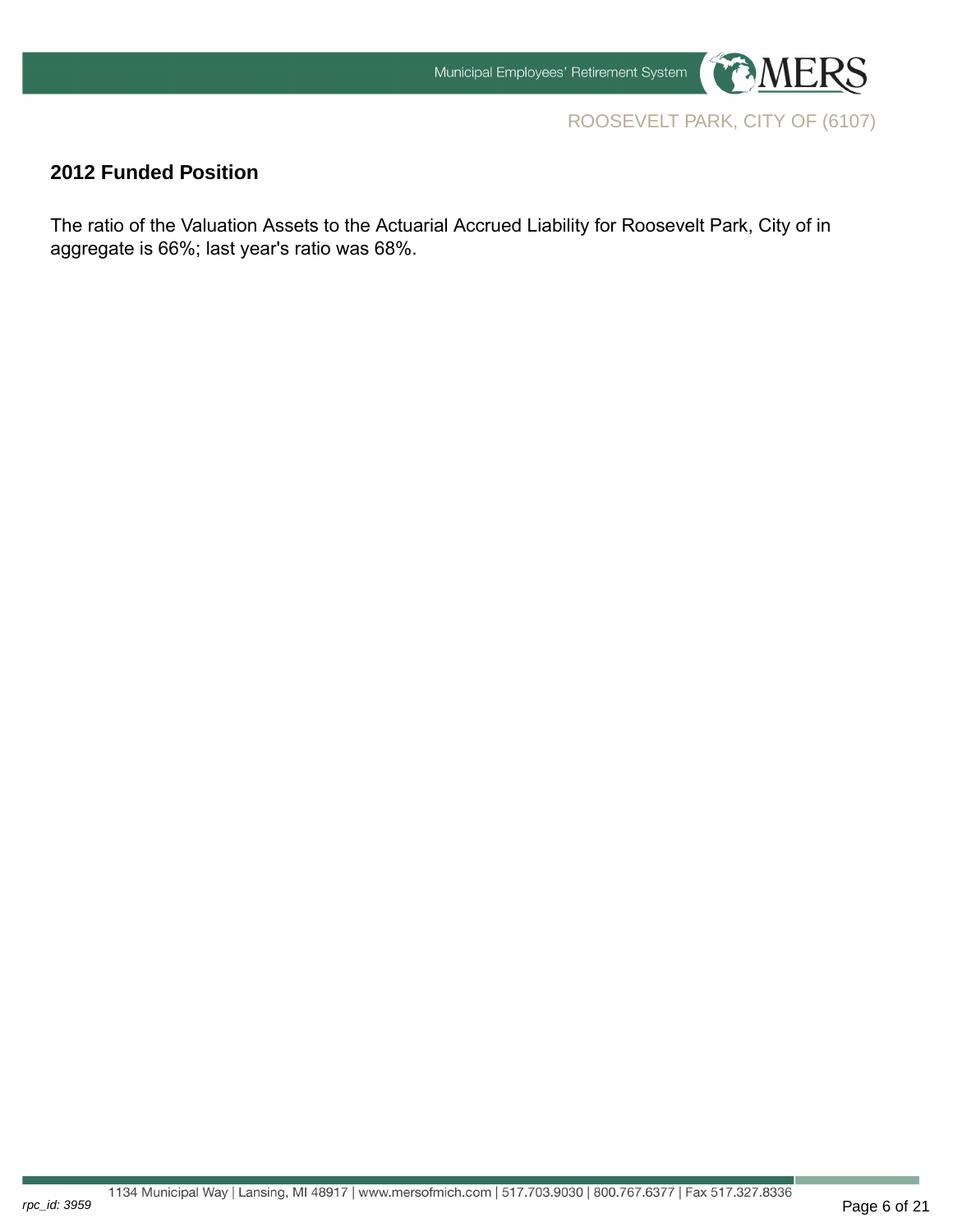## 2012 Funded Position

The ratio of the Valuation Assets to the Actuarial Accrued Liability for Roosevelt Park, City of in aggregate is 66%; last year's ratio was 68%.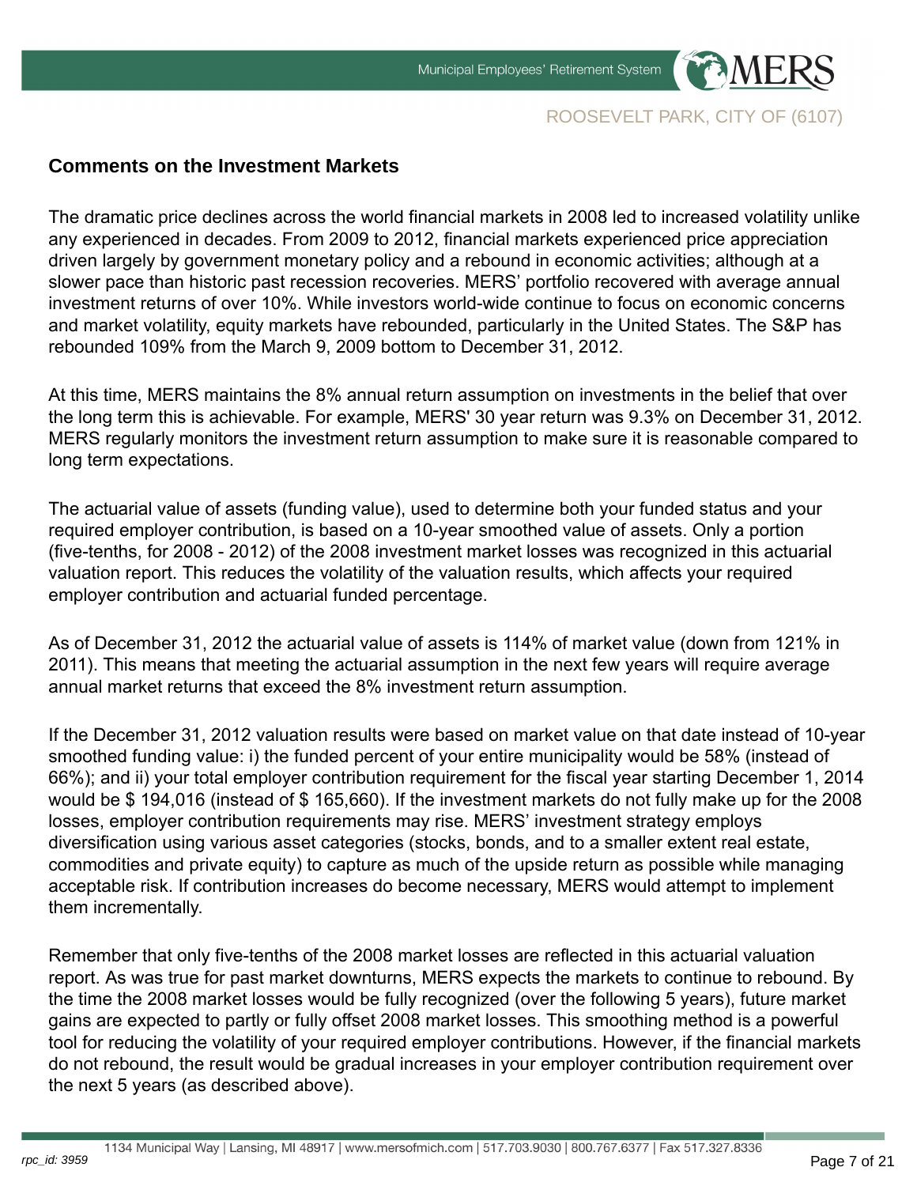## Comments on the Investment Markets

The dramatic price declines across the world financial markets in 2008 led to increased volatility unlike any experienced in decades. From 2009 to 2012, financial markets experienced price appreciation driven largely by government monetary policy and a rebound in economic activities; although at a slower pace than historic past recession recoveries. MERS' portfolio recovered with average annual investment returns of over 10%. While investors world-wide continue to focus on economic concerns and market volatility, equity markets have rebounded, particularly in the United States. The S&P has rebounded 109% from the March 9, 2009 bottom to December 31, 2012.

At this time, MERS maintains the 8% annual return assumption on investments in the belief that over the long term this is achievable. For example, MERS' 30 year return was 9.3% on December 31, 2012. MERS regularly monitors the investment return assumption to make sure it is reasonable compared to long term expectations.

The actuarial value of assets (funding value), used to determine both your funded status and your required employer contribution, is based on a 10-year smoothed value of assets. Only a portion (five-tenths, for 2008 - 2012) of the 2008 investment market losses was recognized in this actuarial valuation report. This reduces the volatility of the valuation results, which affects your required employer contribution and actuarial funded percentage.

As of December 31, 2012 the actuarial value of assets is 114% of market value (down from 121% in 2011). This means that meeting the actuarial assumption in the next few years will require average annual market returns that exceed the 8% investment return assumption.

If the December 31, 2012 valuation results were based on market value on that date instead of 10-year smoothed funding value: i) the funded percent of your entire municipality would be 58% (instead of 66%); and ii) your total employer contribution requirement for the fiscal year starting December 1, 2014 would be $ 194,016 (instead of $ 165,660). If the investment markets do not fully make up for the 2008 losses, employer contribution requirements may rise. MERS' investment strategy employs diversification using various asset categories (stocks, bonds, and to a smaller extent real estate, commodities and private equity) to capture as much of the upside return as possible while managing acceptable risk. If contribution increases do become necessary, MERS would attempt to implement them incrementally.

Remember that only five-tenths of the 2008 market losses are reflected in this actuarial valuation report. As was true for past market downturns, MERS expects the markets to continue to rebound. By the time the 2008 market losses would be fully recognized (over the following 5 years), future market gains are expected to partly or fully offset 2008 market losses. This smoothing method is a powerful tool for reducing the volatility of your required employer contributions. However, if the financial markets do not rebound, the result would be gradual increases in your employer contribution requirement over the next 5 years (as described above).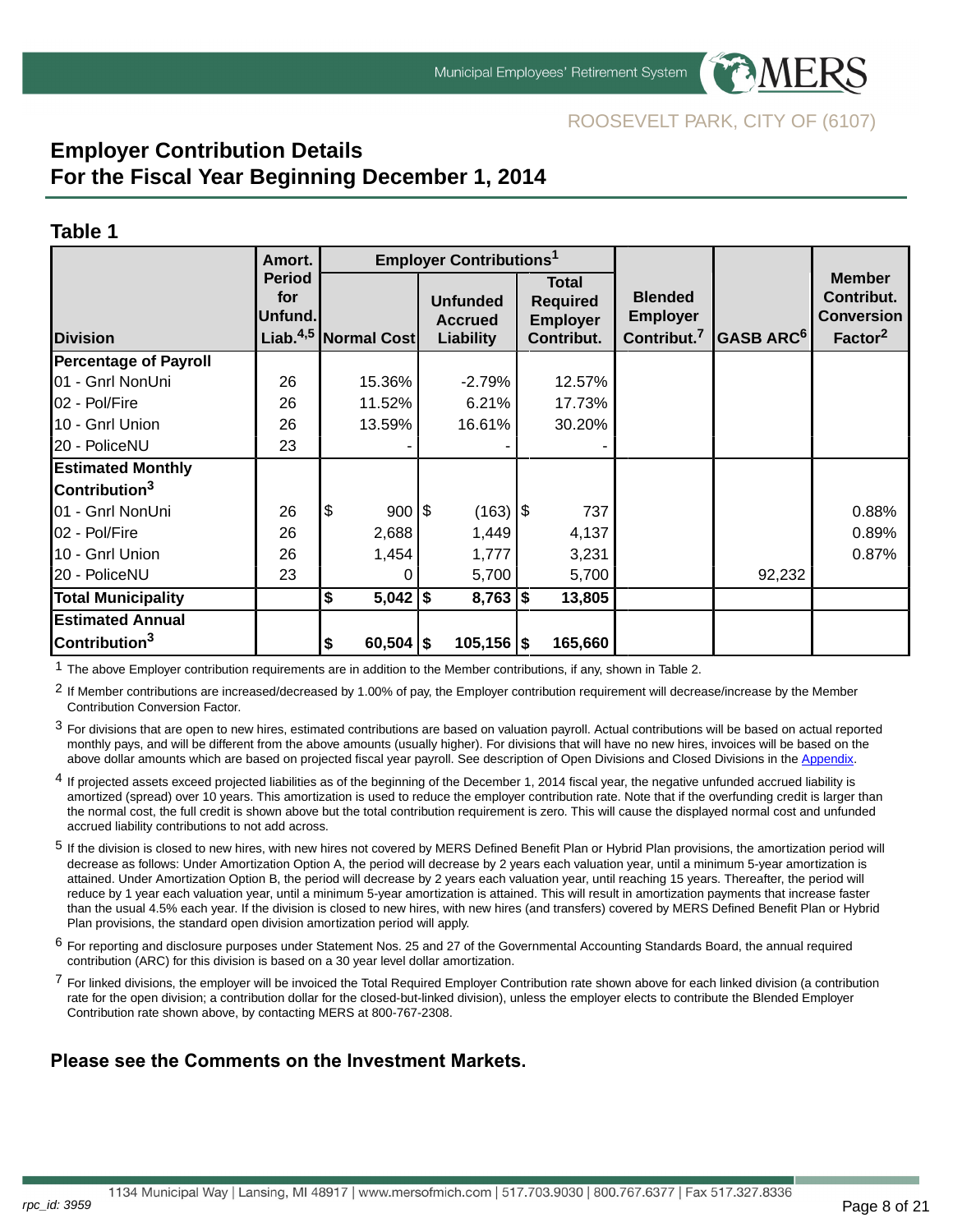ROOSEVELT PARK, CITY OF (6107)

# Employer Contribution Details
# For the Fiscal Year Beginning December 1, 2014

## Table 1

| Division | Amort. Period for Unfund. Liab.[4,5] | Employer Contributions[1] | | | Blended Employer Contribut.[7] | GASB ARC[6] | Member Contribut. Conversion Factor[2] |
|---|---|---|---|---|---|---|---|
| | | Normal Cost | Unfunded Accrued Liability | Total Required Employer Contribut. | | | |
| **Percentage of Payroll** | | | | | | | |
| 01 - Gnrl NonUni | 26 | 15.36% | -2.79% | 12.57% | | | |
| 02 - Pol/Fire | 26 | 11.52% | 6.21% | 17.73% | | | |
| 10 - Gnrl Union | 26 | 13.59% | 16.61% | 30.20% | | | |
| 20 - PoliceNU | 23 | - | - | - | | | |
| **Estimated Monthly Contribution[3]** | | | | | | | |
| 01 - Gnrl NonUni | 26 | $ 900 | $ (163) | $ 737 | | | 0.88% |
| 02 - Pol/Fire | 26 | 2,688 | 1,449 | 4,137 | | | 0.89% |
| 10 - Gnrl Union | 26 | 1,454 | 1,777 | 3,231 | | | 0.87% |
| 20 - PoliceNU | 23 | 0 | 5,700 | 5,700 | | 92,232 | |
| **Total Municipality** | | **$ 5,042** | **$ 8,763** | **$ 13,805** | | | |
| **Estimated Annual Contribution[3]** | | **$ 60,504** | **$ 105,156** | **$ 165,660** | | | |

[1] The above Employer contribution requirements are in addition to the Member contributions, if any, shown in Table 2.

[2] If Member contributions are increased/decreased by 1.00% of pay, the Employer contribution requirement will decrease/increase by the Member Contribution Conversion Factor.

[3] For divisions that are open to new hires, estimated contributions are based on valuation payroll. Actual contributions will be based on actual reported monthly pays, and will be different from the above amounts (usually higher). For divisions that will have no new hires, invoices will be based on the above dollar amounts which are based on projected fiscal year payroll. See description of Open Divisions and Closed Divisions in the Appendix.

[4] If projected assets exceed projected liabilities as of the beginning of the December 1, 2014 fiscal year, the negative unfunded accrued liability is amortized (spread) over 10 years. This amortization is used to reduce the employer contribution rate. Note that if the overfunding credit is larger than the normal cost, the full credit is shown above but the total contribution requirement is zero. This will cause the displayed normal cost and unfunded accrued liability contributions to not add across.

[5] If the division is closed to new hires, with new hires not covered by MERS Defined Benefit Plan or Hybrid Plan provisions, the amortization period will decrease as follows: Under Amortization Option A, the period will decrease by 2 years each valuation year, until a minimum 5-year amortization is attained. Under Amortization Option B, the period will decrease by 2 years each valuation year, until reaching 15 years. Thereafter, the period will reduce by 1 year each valuation year, until a minimum 5-year amortization is attained. This will result in amortization payments that increase faster than the usual 4.5% each year. If the division is closed to new hires, with new hires (and transfers) covered by MERS Defined Benefit Plan or Hybrid Plan provisions, the standard open division amortization period will apply.

[6] For reporting and disclosure purposes under Statement Nos. 25 and 27 of the Governmental Accounting Standards Board, the annual required contribution (ARC) for this division is based on a 30 year level dollar amortization.

[7] For linked divisions, the employer will be invoiced the Total Required Employer Contribution rate shown above for each linked division (a contribution rate for the open division; a contribution dollar for the closed-but-linked division), unless the employer elects to contribute the Blended Employer Contribution rate shown above, by contacting MERS at 800-767-2308.

**Please see the Comments on the Investment Markets.**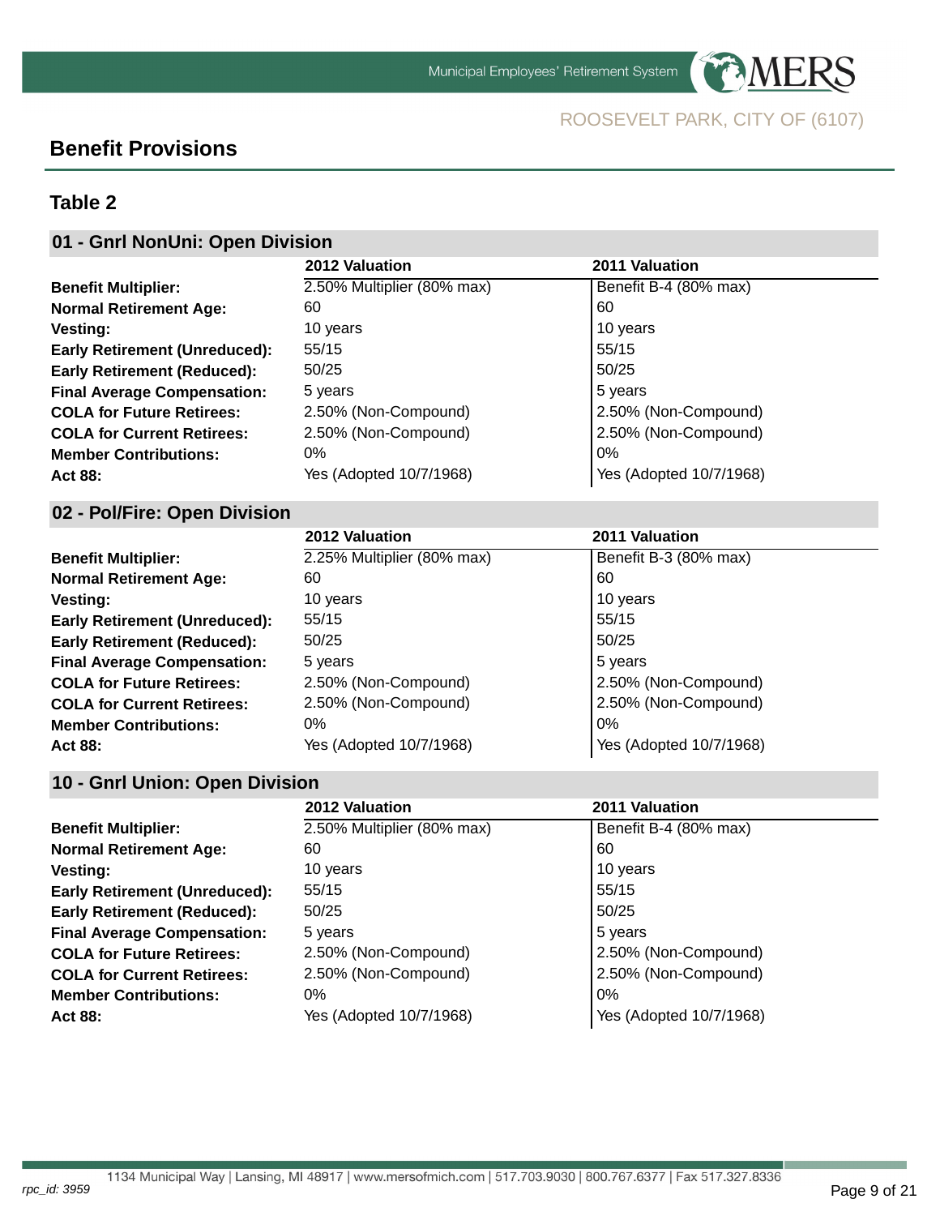ROOSEVELT PARK, CITY OF (6107)

## Benefit Provisions

### Table 2

#### 01 - Gnrl NonUni: Open Division

| | 2012 Valuation | 2011 Valuation |
|---|---|---|
| **Benefit Multiplier:** | 2.50% Multiplier (80% max) | Benefit B-4 (80% max) |
| **Normal Retirement Age:** | 60 | 60 |
| **Vesting:** | 10 years | 10 years |
| **Early Retirement (Unreduced):** | 55/15 | 55/15 |
| **Early Retirement (Reduced):** | 50/25 | 50/25 |
| **Final Average Compensation:** | 5 years | 5 years |
| **COLA for Future Retirees:** | 2.50% (Non-Compound) | 2.50% (Non-Compound) |
| **COLA for Current Retirees:** | 2.50% (Non-Compound) | 2.50% (Non-Compound) |
| **Member Contributions:** | 0% | 0% |
| **Act 88:** | Yes (Adopted 10/7/1968) | Yes (Adopted 10/7/1968) |

#### 02 - Pol/Fire: Open Division

| | 2012 Valuation | 2011 Valuation |
|---|---|---|
| **Benefit Multiplier:** | 2.25% Multiplier (80% max) | Benefit B-3 (80% max) |
| **Normal Retirement Age:** | 60 | 60 |
| **Vesting:** | 10 years | 10 years |
| **Early Retirement (Unreduced):** | 55/15 | 55/15 |
| **Early Retirement (Reduced):** | 50/25 | 50/25 |
| **Final Average Compensation:** | 5 years | 5 years |
| **COLA for Future Retirees:** | 2.50% (Non-Compound) | 2.50% (Non-Compound) |
| **COLA for Current Retirees:** | 2.50% (Non-Compound) | 2.50% (Non-Compound) |
| **Member Contributions:** | 0% | 0% |
| **Act 88:** | Yes (Adopted 10/7/1968) | Yes (Adopted 10/7/1968) |

#### 10 - Gnrl Union: Open Division

| | 2012 Valuation | 2011 Valuation |
|---|---|---|
| **Benefit Multiplier:** | 2.50% Multiplier (80% max) | Benefit B-4 (80% max) |
| **Normal Retirement Age:** | 60 | 60 |
| **Vesting:** | 10 years | 10 years |
| **Early Retirement (Unreduced):** | 55/15 | 55/15 |
| **Early Retirement (Reduced):** | 50/25 | 50/25 |
| **Final Average Compensation:** | 5 years | 5 years |
| **COLA for Future Retirees:** | 2.50% (Non-Compound) | 2.50% (Non-Compound) |
| **COLA for Current Retirees:** | 2.50% (Non-Compound) | 2.50% (Non-Compound) |
| **Member Contributions:** | 0% | 0% |
| **Act 88:** | Yes (Adopted 10/7/1968) | Yes (Adopted 10/7/1968) |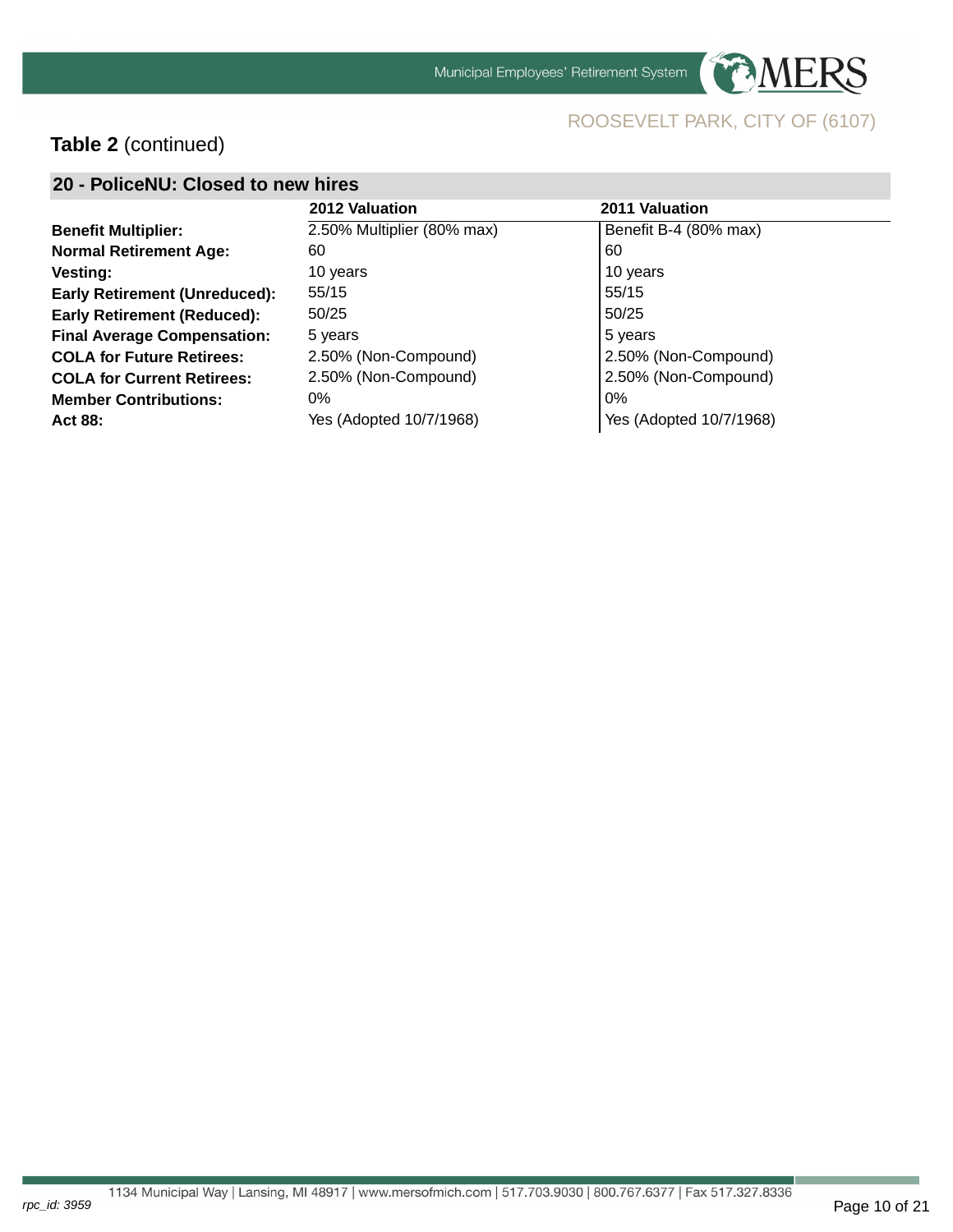**Table 2** (continued)

## 20 - PoliceNU: Closed to new hires

| | 2012 Valuation | 2011 Valuation |
|---|---|---|
| **Benefit Multiplier:** | 2.50% Multiplier (80% max) | Benefit B-4 (80% max) |
| **Normal Retirement Age:** | 60 | 60 |
| **Vesting:** | 10 years | 10 years |
| **Early Retirement (Unreduced):** | 55/15 | 55/15 |
| **Early Retirement (Reduced):** | 50/25 | 50/25 |
| **Final Average Compensation:** | 5 years | 5 years |
| **COLA for Future Retirees:** | 2.50% (Non-Compound) | 2.50% (Non-Compound) |
| **COLA for Current Retirees:** | 2.50% (Non-Compound) | 2.50% (Non-Compound) |
| **Member Contributions:** | 0% | 0% |
| **Act 88:** | Yes (Adopted 10/7/1968) | Yes (Adopted 10/7/1968) |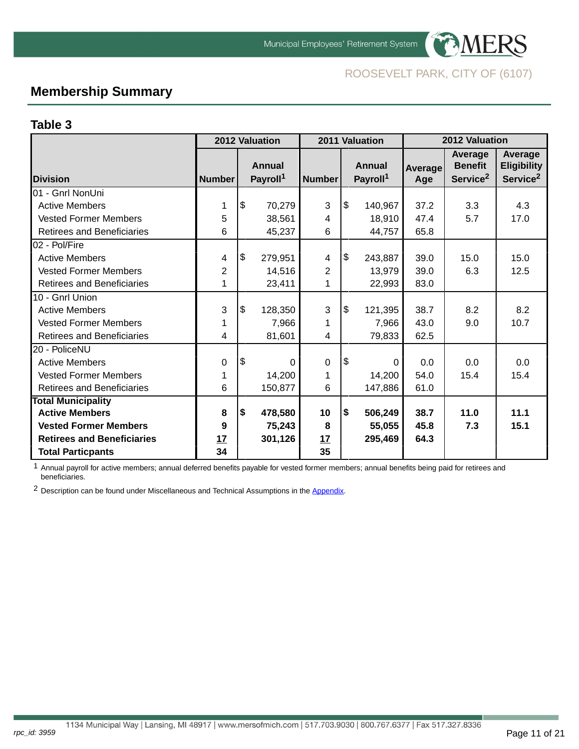ROOSEVELT PARK, CITY OF (6107)

## Membership Summary

### Table 3

| | 2012 Valuation | | 2011 Valuation | | 2012 Valuation | | |
|---|---|---|---|---|---|---|---|
| **Division** | **Number** | **Annual Payroll[1]** | **Number** | **Annual Payroll[1]** | **Average Age** | **Average Benefit Service[2]** | **Average Eligibility Service[2]** |
| 01 - Gnrl NonUni | | | | | | | |
| Active Members | 1 | $ 70,279 | 3 | $ 140,967 | 37.2 | 3.3 | 4.3 |
| Vested Former Members | 5 | 38,561 | 4 | 18,910 | 47.4 | 5.7 | 17.0 |
| Retirees and Beneficiaries | 6 | 45,237 | 6 | 44,757 | 65.8 | | |
| 02 - Pol/Fire | | | | | | | |
| Active Members | 4 | $ 279,951 | 4 | $ 243,887 | 39.0 | 15.0 | 15.0 |
| Vested Former Members | 2 | 14,516 | 2 | 13,979 | 39.0 | 6.3 | 12.5 |
| Retirees and Beneficiaries | 1 | 23,411 | 1 | 22,993 | 83.0 | | |
| 10 - Gnrl Union | | | | | | | |
| Active Members | 3 | $ 128,350 | 3 | $ 121,395 | 38.7 | 8.2 | 8.2 |
| Vested Former Members | 1 | 7,966 | 1 | 7,966 | 43.0 | 9.0 | 10.7 |
| Retirees and Beneficiaries | 4 | 81,601 | 4 | 79,833 | 62.5 | | |
| 20 - PoliceNU | | | | | | | |
| Active Members | 0 | $ 0 | 0 | $ 0 | 0.0 | 0.0 | 0.0 |
| Vested Former Members | 1 | 14,200 | 1 | 14,200 | 54.0 | 15.4 | 15.4 |
| Retirees and Beneficiaries | 6 | 150,877 | 6 | 147,886 | 61.0 | | |
| **Total Municipality** | | | | | | | |
| **Active Members** | **8** | **$ 478,580** | **10** | **$ 506,249** | **38.7** | **11.0** | **11.1** |
| **Vested Former Members** | **9** | **75,243** | **8** | **55,055** | **45.8** | **7.3** | **15.1** |
| **Retirees and Beneficiaries** | **17** | **301,126** | **17** | **295,469** | **64.3** | | |
| **Total Particpants** | **34** | | **35** | | | | |

[1] Annual payroll for active members; annual deferred benefits payable for vested former members; annual benefits being paid for retirees and beneficiaries.

[2] Description can be found under Miscellaneous and Technical Assumptions in the Appendix.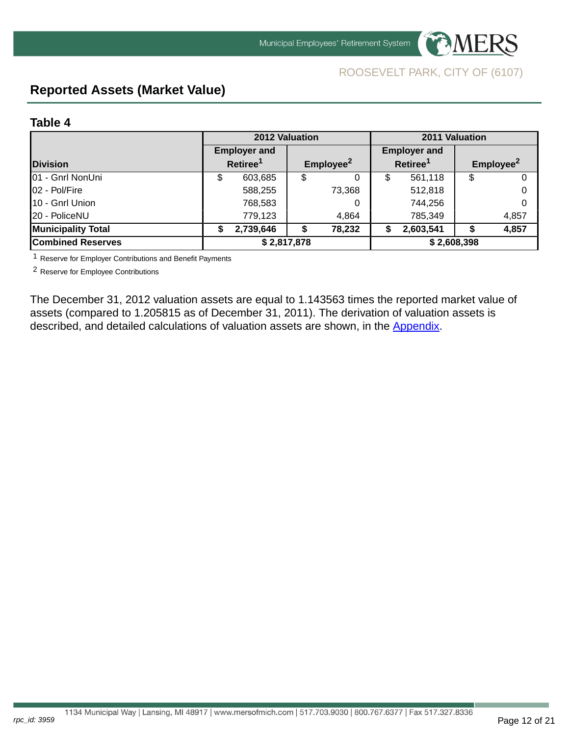ROOSEVELT PARK, CITY OF (6107)

## Reported Assets (Market Value)

### Table 4

| Division | 2012 Valuation | | 2011 Valuation | |
|---|---|---|---|---|
| | Employer and Retiree[1] | Employee[2] | Employer and Retiree[1] | Employee[2] |
| 01 - Gnrl NonUni | $ 603,685 | $ 0 | $ 561,118 | $ 0 |
| 02 - Pol/Fire | 588,255 | 73,368 | 512,818 | 0 |
| 10 - Gnrl Union | 768,583 | 0 | 744,256 | 0 |
| 20 - PoliceNU | 779,123 | 4,864 | 785,349 | 4,857 |
| **Municipality Total** | **$ 2,739,646** | **$ 78,232** | **$ 2,603,541** | **$ 4,857** |
| **Combined Reserves** | **$ 2,817,878** | | **$ 2,608,398** | |

[1] Reserve for Employer Contributions and Benefit Payments

[2] Reserve for Employee Contributions

The December 31, 2012 valuation assets are equal to 1.143563 times the reported market value of assets (compared to 1.205815 as of December 31, 2011). The derivation of valuation assets is described, and detailed calculations of valuation assets are shown, in the Appendix.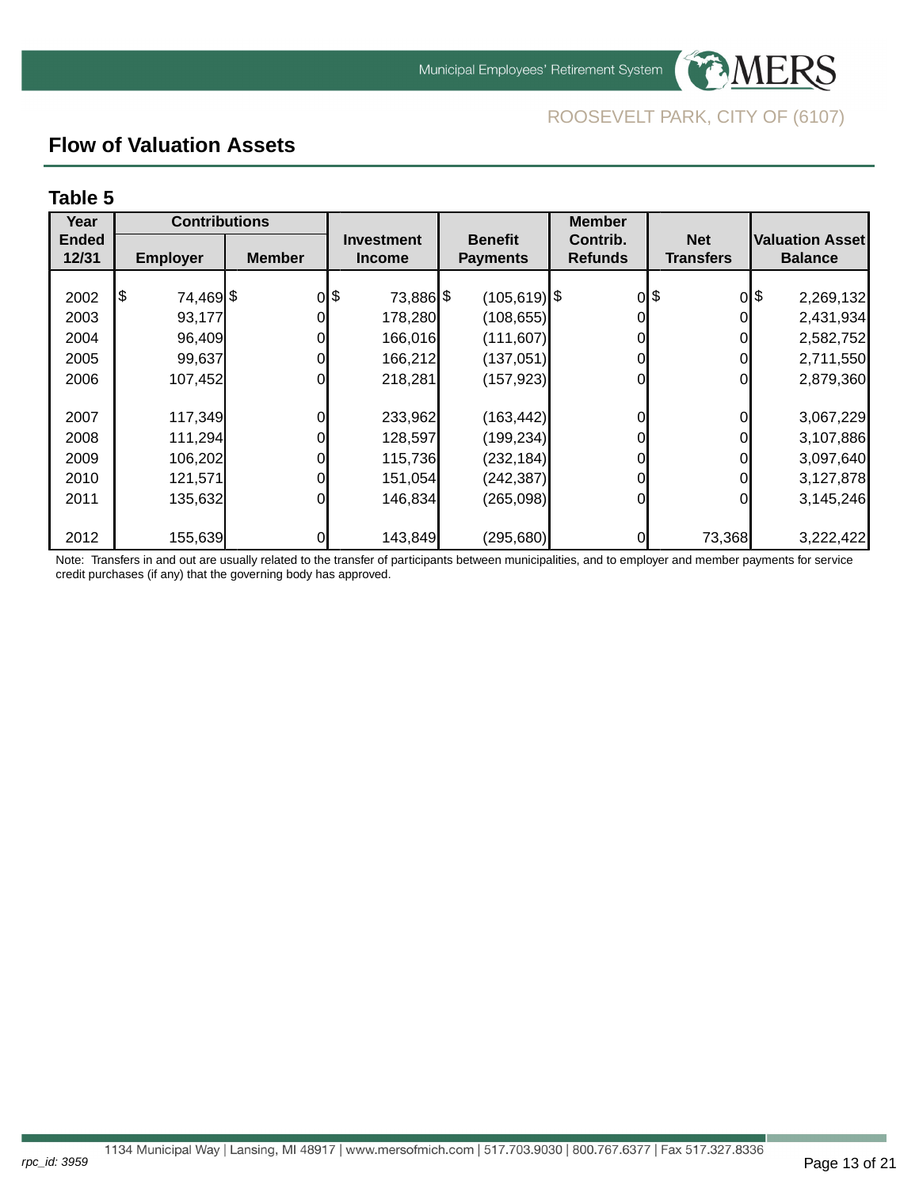ROOSEVELT PARK, CITY OF (6107)

## Flow of Valuation Assets

### Table 5

| Year Ended 12/31 | Contributions | | Investment Income | Benefit Payments | Member Contrib. Refunds | Net Transfers | Valuation Asset Balance |
|---|---|---|---|---|---|---|---|
| | Employer | Member | | | | | |
| 2002 | $ 74,469 | $ 0 | $ 73,886 | $ (105,619) | $ 0 | $ 0 | $ 2,269,132 |
| 2003 | 93,177 | 0 | 178,280 | (108,655) | 0 | 0 | 2,431,934 |
| 2004 | 96,409 | 0 | 166,016 | (111,607) | 0 | 0 | 2,582,752 |
| 2005 | 99,637 | 0 | 166,212 | (137,051) | 0 | 0 | 2,711,550 |
| 2006 | 107,452 | 0 | 218,281 | (157,923) | 0 | 0 | 2,879,360 |
| 2007 | 117,349 | 0 | 233,962 | (163,442) | 0 | 0 | 3,067,229 |
| 2008 | 111,294 | 0 | 128,597 | (199,234) | 0 | 0 | 3,107,886 |
| 2009 | 106,202 | 0 | 115,736 | (232,184) | 0 | 0 | 3,097,640 |
| 2010 | 121,571 | 0 | 151,054 | (242,387) | 0 | 0 | 3,127,878 |
| 2011 | 135,632 | 0 | 146,834 | (265,098) | 0 | 0 | 3,145,246 |
| 2012 | 155,639 | 0 | 143,849 | (295,680) | 0 | 73,368 | 3,222,422 |

Note: Transfers in and out are usually related to the transfer of participants between municipalities, and to employer and member payments for service credit purchases (if any) that the governing body has approved.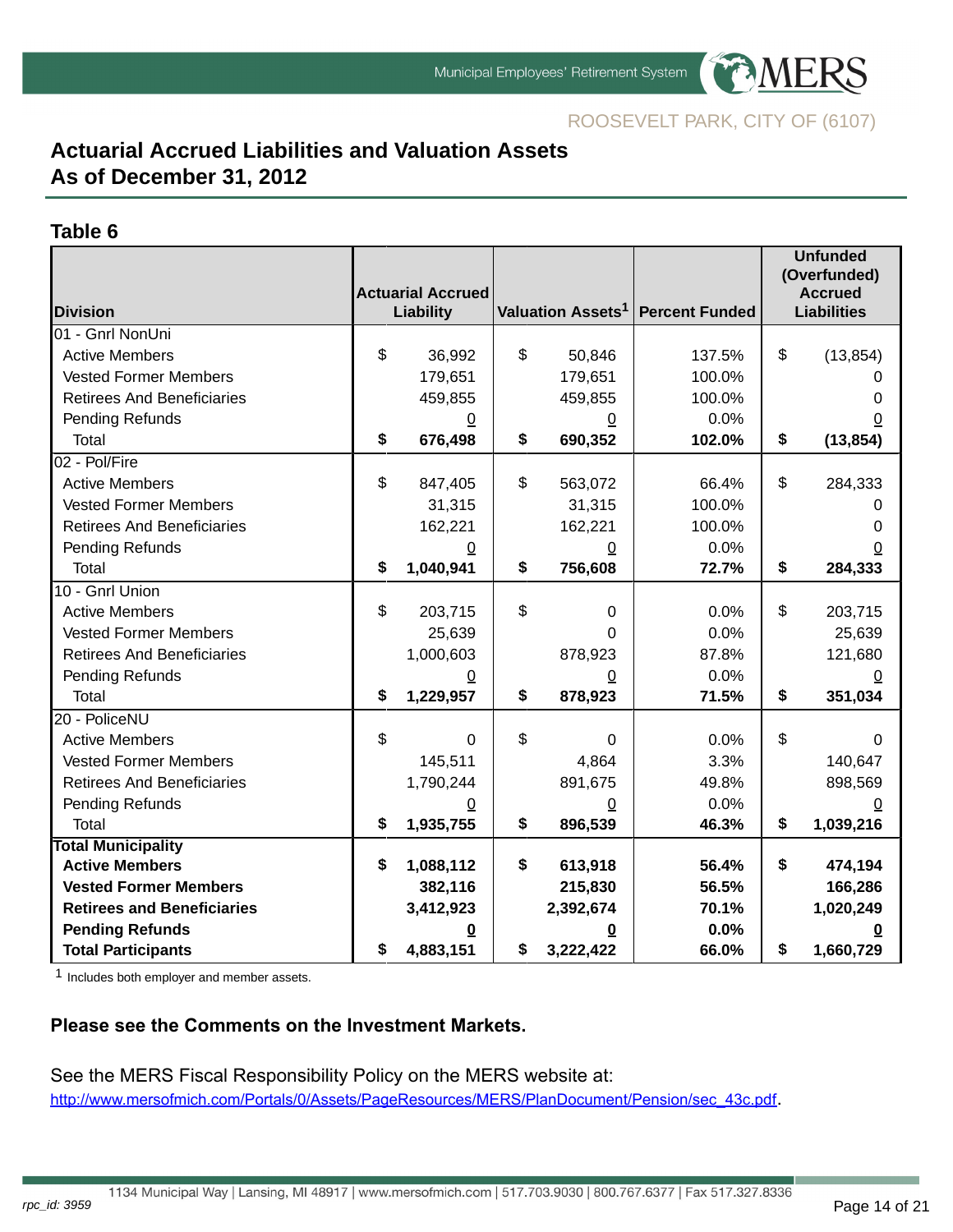ROOSEVELT PARK, CITY OF (6107)

## Actuarial Accrued Liabilities and Valuation Assets As of December 31, 2012

### Table 6

| Division | Actuarial Accrued Liability | Valuation Assets[1] | Percent Funded | Unfunded (Overfunded) Accrued Liabilities |
|---|---|---|---|---|
| 01 - Gnrl NonUni | | | | |
| Active Members | $ 36,992 | $ 50,846 | 137.5% | $ (13,854) |
| Vested Former Members | 179,651 | 179,651 | 100.0% | 0 |
| Retirees And Beneficiaries | 459,855 | 459,855 | 100.0% | 0 |
| Pending Refunds | 0 | 0 | 0.0% | 0 |
| Total | **$ 676,498** | **$ 690,352** | **102.0%** | **$ (13,854)** |
| 02 - Pol/Fire | | | | |
| Active Members | $ 847,405 | $ 563,072 | 66.4% | $ 284,333 |
| Vested Former Members | 31,315 | 31,315 | 100.0% | 0 |
| Retirees And Beneficiaries | 162,221 | 162,221 | 100.0% | 0 |
| Pending Refunds | 0 | 0 | 0.0% | 0 |
| Total | **$ 1,040,941** | **$ 756,608** | **72.7%** | **$ 284,333** |
| 10 - Gnrl Union | | | | |
| Active Members | $ 203,715 | $ 0 | 0.0% | $ 203,715 |
| Vested Former Members | 25,639 | 0 | 0.0% | 25,639 |
| Retirees And Beneficiaries | 1,000,603 | 878,923 | 87.8% | 121,680 |
| Pending Refunds | 0 | 0 | 0.0% | 0 |
| Total | **$ 1,229,957** | **$ 878,923** | **71.5%** | **$ 351,034** |
| 20 - PoliceNU | | | | |
| Active Members | $ 0 | $ 0 | 0.0% | $ 0 |
| Vested Former Members | 145,511 | 4,864 | 3.3% | 140,647 |
| Retirees And Beneficiaries | 1,790,244 | 891,675 | 49.8% | 898,569 |
| Pending Refunds | 0 | 0 | 0.0% | 0 |
| Total | **$ 1,935,755** | **$ 896,539** | **46.3%** | **$ 1,039,216** |
| **Total Municipality** | | | | |
| **Active Members** | **$ 1,088,112** | **$ 613,918** | **56.4%** | **$ 474,194** |
| **Vested Former Members** | **382,116** | **215,830** | **56.5%** | **166,286** |
| **Retirees and Beneficiaries** | **3,412,923** | **2,392,674** | **70.1%** | **1,020,249** |
| **Pending Refunds** | **0** | **0** | **0.0%** | **0** |
| **Total Participants** | **$ 4,883,151** | **$ 3,222,422** | **66.0%** | **$ 1,660,729** |

[1] Includes both employer and member assets.

**Please see the Comments on the Investment Markets.**

See the MERS Fiscal Responsibility Policy on the MERS website at:
http://www.mersofmich.com/Portals/0/Assets/PageResources/MERS/PlanDocument/Pension/sec_43c.pdf.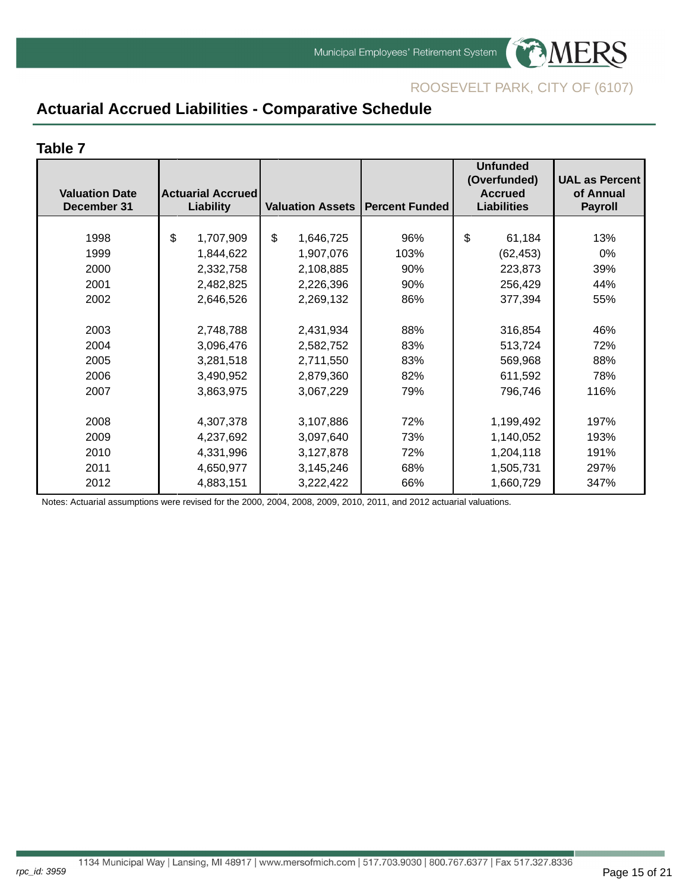ROOSEVELT PARK, CITY OF (6107)

# Actuarial Accrued Liabilities - Comparative Schedule

## Table 7

| Valuation Date December 31 | Actuarial Accrued Liability | Valuation Assets | Percent Funded | Unfunded (Overfunded) Accrued Liabilities | UAL as Percent of Annual Payroll |
|---|---|---|---|---|---|
| 1998 | $ 1,707,909 | $ 1,646,725 | 96% | $ 61,184 | 13% |
| 1999 | 1,844,622 | 1,907,076 | 103% | (62,453) | 0% |
| 2000 | 2,332,758 | 2,108,885 | 90% | 223,873 | 39% |
| 2001 | 2,482,825 | 2,226,396 | 90% | 256,429 | 44% |
| 2002 | 2,646,526 | 2,269,132 | 86% | 377,394 | 55% |
| 2003 | 2,748,788 | 2,431,934 | 88% | 316,854 | 46% |
| 2004 | 3,096,476 | 2,582,752 | 83% | 513,724 | 72% |
| 2005 | 3,281,518 | 2,711,550 | 83% | 569,968 | 88% |
| 2006 | 3,490,952 | 2,879,360 | 82% | 611,592 | 78% |
| 2007 | 3,863,975 | 3,067,229 | 79% | 796,746 | 116% |
| 2008 | 4,307,378 | 3,107,886 | 72% | 1,199,492 | 197% |
| 2009 | 4,237,692 | 3,097,640 | 73% | 1,140,052 | 193% |
| 2010 | 4,331,996 | 3,127,878 | 72% | 1,204,118 | 191% |
| 2011 | 4,650,977 | 3,145,246 | 68% | 1,505,731 | 297% |
| 2012 | 4,883,151 | 3,222,422 | 66% | 1,660,729 | 347% |

Notes: Actuarial assumptions were revised for the 2000, 2004, 2008, 2009, 2010, 2011, and 2012 actuarial valuations.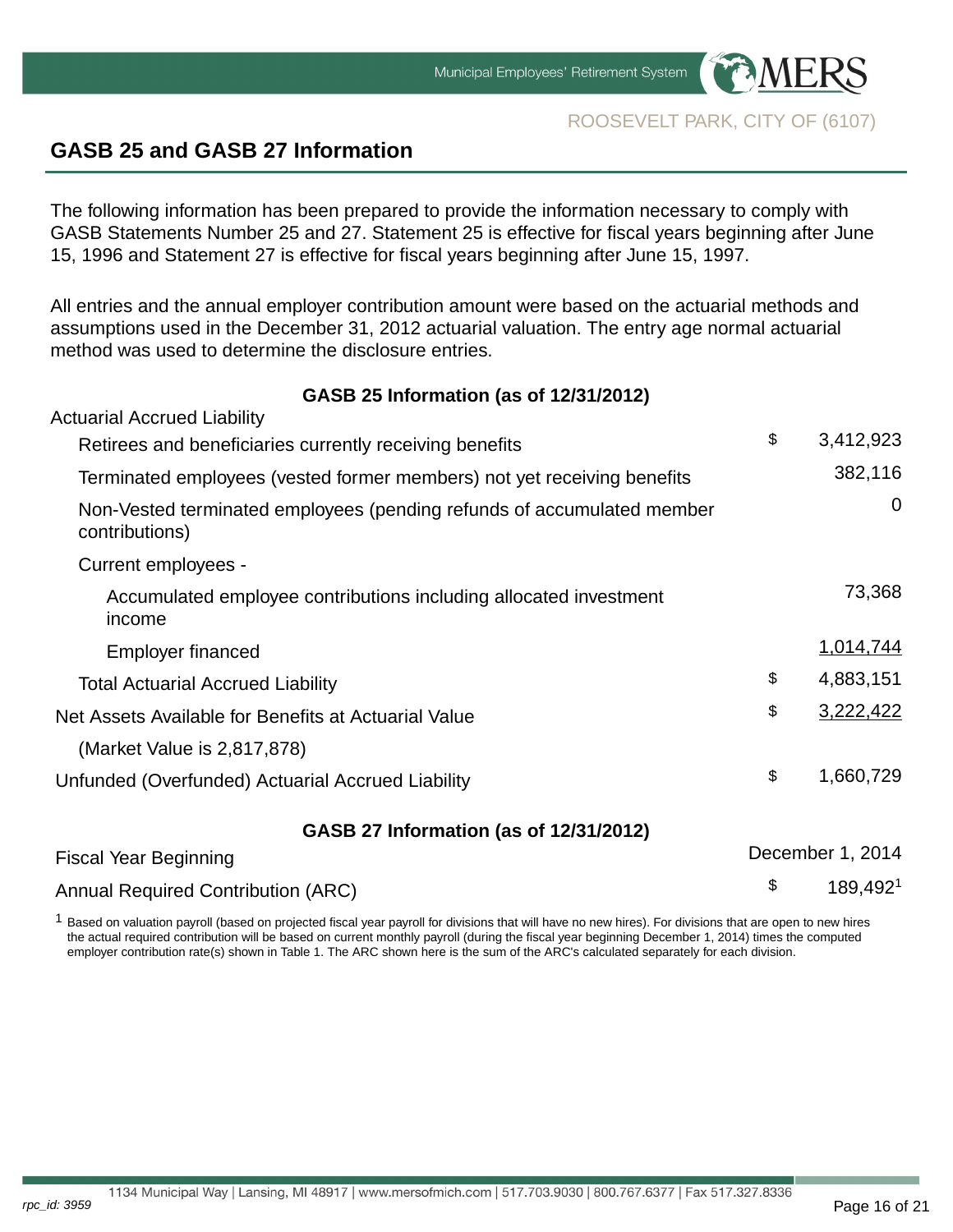ROOSEVELT PARK, CITY OF (6107)

## GASB 25 and GASB 27 Information

The following information has been prepared to provide the information necessary to comply with GASB Statements Number 25 and 27. Statement 25 is effective for fiscal years beginning after June 15, 1996 and Statement 27 is effective for fiscal years beginning after June 15, 1997.

All entries and the annual employer contribution amount were based on the actuarial methods and assumptions used in the December 31, 2012 actuarial valuation. The entry age normal actuarial method was used to determine the disclosure entries.

### GASB 25 Information (as of 12/31/2012)

| | | |
|---|---|---|
| Actuarial Accrued Liability | | |
| Retirees and beneficiaries currently receiving benefits | $ | 3,412,923 |
| Terminated employees (vested former members) not yet receiving benefits | | 382,116 |
| Non-Vested terminated employees (pending refunds of accumulated member contributions) | | 0 |
| Current employees - | | |
| Accumulated employee contributions including allocated investment income | | 73,368 |
| Employer financed | | 1,014,744 |
| Total Actuarial Accrued Liability | $ | 4,883,151 |
| Net Assets Available for Benefits at Actuarial Value | $ | 3,222,422 |
| (Market Value is 2,817,878) | | |
| Unfunded (Overfunded) Actuarial Accrued Liability | $ | 1,660,729 |

### GASB 27 Information (as of 12/31/2012)

| | | |
|---|---|---|
| Fiscal Year Beginning | | December 1, 2014 |
| Annual Required Contribution (ARC) | $ | 189,492[1] |

[1] Based on valuation payroll (based on projected fiscal year payroll for divisions that will have no new hires). For divisions that are open to new hires the actual required contribution will be based on current monthly payroll (during the fiscal year beginning December 1, 2014) times the computed employer contribution rate(s) shown in Table 1. The ARC shown here is the sum of the ARC's calculated separately for each division.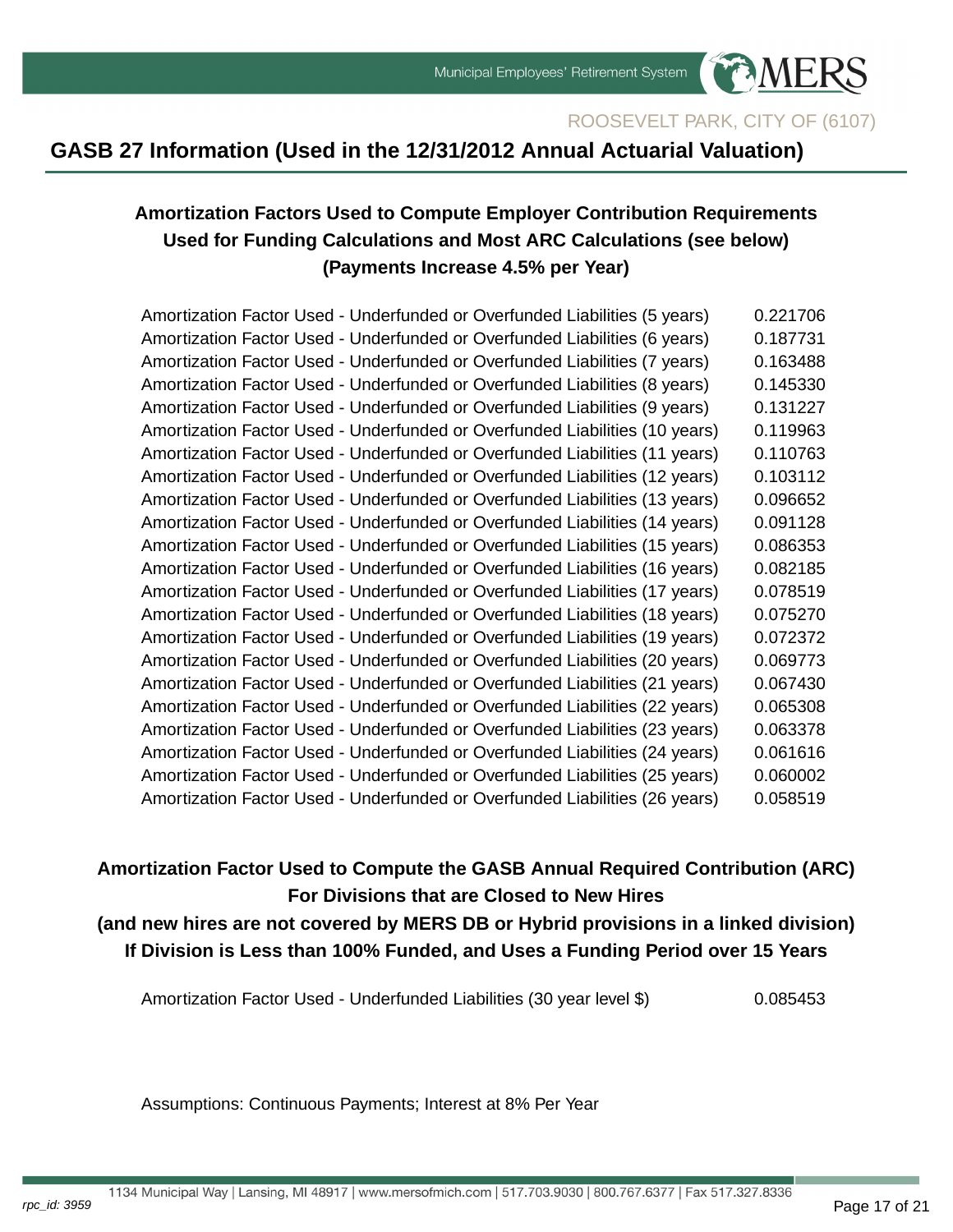ROOSEVELT PARK, CITY OF (6107)

# GASB 27 Information (Used in the 12/31/2012 Annual Actuarial Valuation)

### Amortization Factors Used to Compute Employer Contribution Requirements Used for Funding Calculations and Most ARC Calculations (see below) (Payments Increase 4.5% per Year)

| | |
|---|---|
| Amortization Factor Used - Underfunded or Overfunded Liabilities (5 years) | 0.221706 |
| Amortization Factor Used - Underfunded or Overfunded Liabilities (6 years) | 0.187731 |
| Amortization Factor Used - Underfunded or Overfunded Liabilities (7 years) | 0.163488 |
| Amortization Factor Used - Underfunded or Overfunded Liabilities (8 years) | 0.145330 |
| Amortization Factor Used - Underfunded or Overfunded Liabilities (9 years) | 0.131227 |
| Amortization Factor Used - Underfunded or Overfunded Liabilities (10 years) | 0.119963 |
| Amortization Factor Used - Underfunded or Overfunded Liabilities (11 years) | 0.110763 |
| Amortization Factor Used - Underfunded or Overfunded Liabilities (12 years) | 0.103112 |
| Amortization Factor Used - Underfunded or Overfunded Liabilities (13 years) | 0.096652 |
| Amortization Factor Used - Underfunded or Overfunded Liabilities (14 years) | 0.091128 |
| Amortization Factor Used - Underfunded or Overfunded Liabilities (15 years) | 0.086353 |
| Amortization Factor Used - Underfunded or Overfunded Liabilities (16 years) | 0.082185 |
| Amortization Factor Used - Underfunded or Overfunded Liabilities (17 years) | 0.078519 |
| Amortization Factor Used - Underfunded or Overfunded Liabilities (18 years) | 0.075270 |
| Amortization Factor Used - Underfunded or Overfunded Liabilities (19 years) | 0.072372 |
| Amortization Factor Used - Underfunded or Overfunded Liabilities (20 years) | 0.069773 |
| Amortization Factor Used - Underfunded or Overfunded Liabilities (21 years) | 0.067430 |
| Amortization Factor Used - Underfunded or Overfunded Liabilities (22 years) | 0.065308 |
| Amortization Factor Used - Underfunded or Overfunded Liabilities (23 years) | 0.063378 |
| Amortization Factor Used - Underfunded or Overfunded Liabilities (24 years) | 0.061616 |
| Amortization Factor Used - Underfunded or Overfunded Liabilities (25 years) | 0.060002 |
| Amortization Factor Used - Underfunded or Overfunded Liabilities (26 years) | 0.058519 |

### Amortization Factor Used to Compute the GASB Annual Required Contribution (ARC) For Divisions that are Closed to New Hires (and new hires are not covered by MERS DB or Hybrid provisions in a linked division) If Division is Less than 100% Funded, and Uses a Funding Period over 15 Years

| | |
|---|---|
| Amortization Factor Used - Underfunded Liabilities (30 year level $) | 0.085453 |

Assumptions: Continuous Payments; Interest at 8% Per Year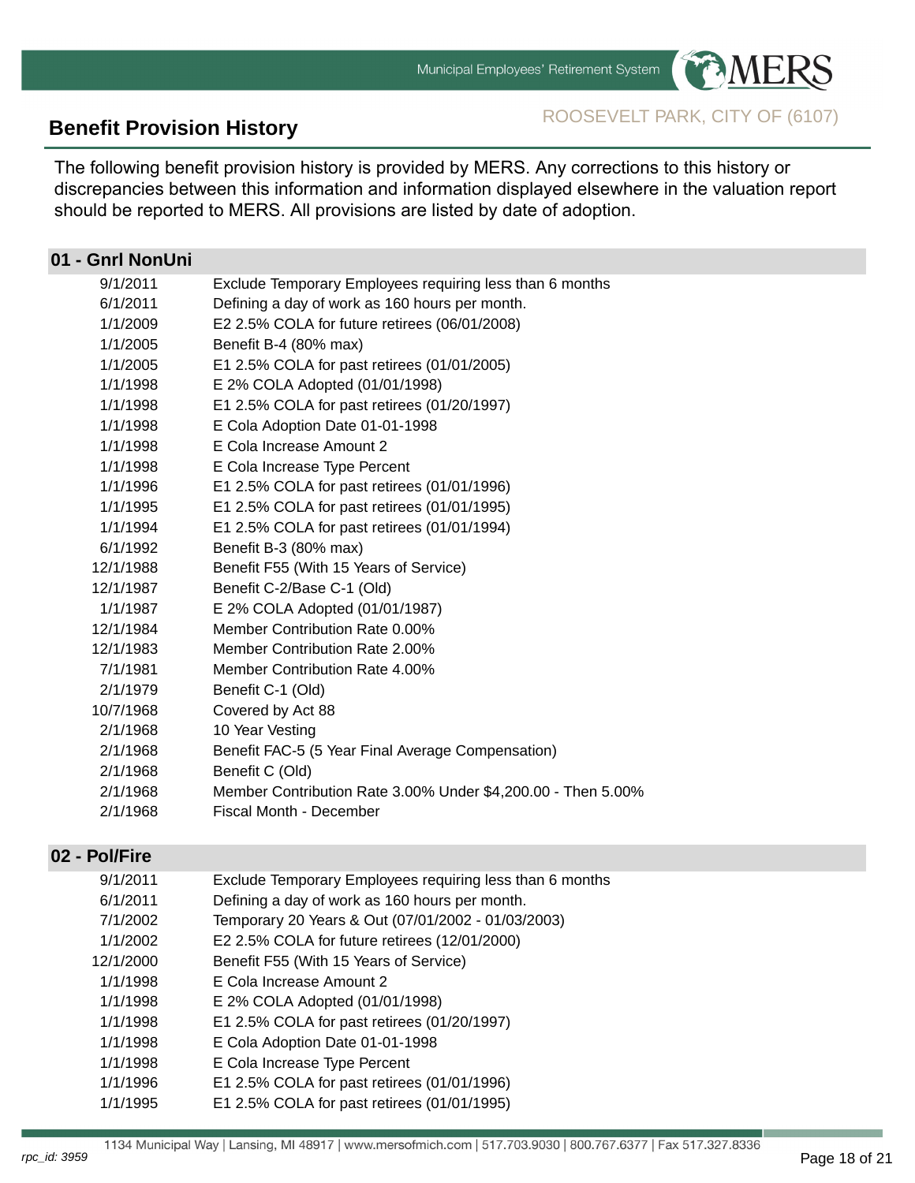## Benefit Provision History

ROOSEVELT PARK, CITY OF (6107)

The following benefit provision history is provided by MERS. Any corrections to this history or discrepancies between this information and information displayed elsewhere in the valuation report should be reported to MERS. All provisions are listed by date of adoption.

### 01 - Gnrl NonUni

| | |
|---|---|
| 9/1/2011 | Exclude Temporary Employees requiring less than 6 months |
| 6/1/2011 | Defining a day of work as 160 hours per month. |
| 1/1/2009 | E2 2.5% COLA for future retirees (06/01/2008) |
| 1/1/2005 | Benefit B-4 (80% max) |
| 1/1/2005 | E1 2.5% COLA for past retirees (01/01/2005) |
| 1/1/1998 | E 2% COLA Adopted (01/01/1998) |
| 1/1/1998 | E1 2.5% COLA for past retirees (01/20/1997) |
| 1/1/1998 | E Cola Adoption Date 01-01-1998 |
| 1/1/1998 | E Cola Increase Amount 2 |
| 1/1/1998 | E Cola Increase Type Percent |
| 1/1/1996 | E1 2.5% COLA for past retirees (01/01/1996) |
| 1/1/1995 | E1 2.5% COLA for past retirees (01/01/1995) |
| 1/1/1994 | E1 2.5% COLA for past retirees (01/01/1994) |
| 6/1/1992 | Benefit B-3 (80% max) |
| 12/1/1988 | Benefit F55 (With 15 Years of Service) |
| 12/1/1987 | Benefit C-2/Base C-1 (Old) |
| 1/1/1987 | E 2% COLA Adopted (01/01/1987) |
| 12/1/1984 | Member Contribution Rate 0.00% |
| 12/1/1983 | Member Contribution Rate 2.00% |
| 7/1/1981 | Member Contribution Rate 4.00% |
| 2/1/1979 | Benefit C-1 (Old) |
| 10/7/1968 | Covered by Act 88 |
| 2/1/1968 | 10 Year Vesting |
| 2/1/1968 | Benefit FAC-5 (5 Year Final Average Compensation) |
| 2/1/1968 | Benefit C (Old) |
| 2/1/1968 | Member Contribution Rate 3.00% Under $4,200.00 - Then 5.00% |
| 2/1/1968 | Fiscal Month - December |

### 02 - Pol/Fire

| | |
|---|---|
| 9/1/2011 | Exclude Temporary Employees requiring less than 6 months |
| 6/1/2011 | Defining a day of work as 160 hours per month. |
| 7/1/2002 | Temporary 20 Years & Out (07/01/2002 - 01/03/2003) |
| 1/1/2002 | E2 2.5% COLA for future retirees (12/01/2000) |
| 12/1/2000 | Benefit F55 (With 15 Years of Service) |
| 1/1/1998 | E Cola Increase Amount 2 |
| 1/1/1998 | E 2% COLA Adopted (01/01/1998) |
| 1/1/1998 | E1 2.5% COLA for past retirees (01/20/1997) |
| 1/1/1998 | E Cola Adoption Date 01-01-1998 |
| 1/1/1998 | E Cola Increase Type Percent |
| 1/1/1996 | E1 2.5% COLA for past retirees (01/01/1996) |
| 1/1/1995 | E1 2.5% COLA for past retirees (01/01/1995) |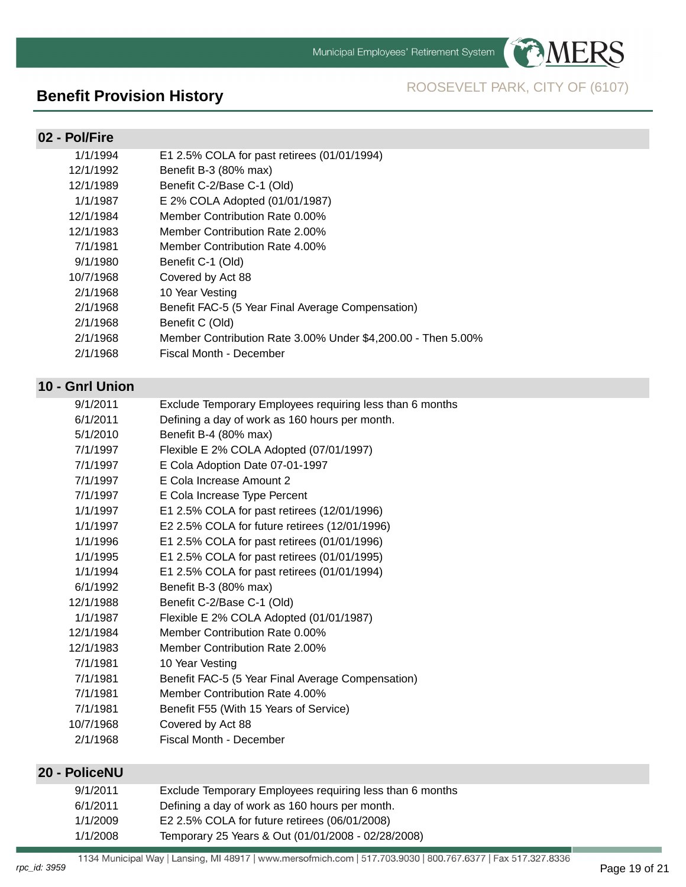## Benefit Provision History

ROOSEVELT PARK, CITY OF (6107)

### 02 - Pol/Fire

| | |
|---|---|
| 1/1/1994 | E1 2.5% COLA for past retirees (01/01/1994) |
| 12/1/1992 | Benefit B-3 (80% max) |
| 12/1/1989 | Benefit C-2/Base C-1 (Old) |
| 1/1/1987 | E 2% COLA Adopted (01/01/1987) |
| 12/1/1984 | Member Contribution Rate 0.00% |
| 12/1/1983 | Member Contribution Rate 2.00% |
| 7/1/1981 | Member Contribution Rate 4.00% |
| 9/1/1980 | Benefit C-1 (Old) |
| 10/7/1968 | Covered by Act 88 |
| 2/1/1968 | 10 Year Vesting |
| 2/1/1968 | Benefit FAC-5 (5 Year Final Average Compensation) |
| 2/1/1968 | Benefit C (Old) |
| 2/1/1968 | Member Contribution Rate 3.00% Under $4,200.00 - Then 5.00% |
| 2/1/1968 | Fiscal Month - December |

### 10 - Gnrl Union

| | |
|---|---|
| 9/1/2011 | Exclude Temporary Employees requiring less than 6 months |
| 6/1/2011 | Defining a day of work as 160 hours per month. |
| 5/1/2010 | Benefit B-4 (80% max) |
| 7/1/1997 | Flexible E 2% COLA Adopted (07/01/1997) |
| 7/1/1997 | E Cola Adoption Date 07-01-1997 |
| 7/1/1997 | E Cola Increase Amount 2 |
| 7/1/1997 | E Cola Increase Type Percent |
| 1/1/1997 | E1 2.5% COLA for past retirees (12/01/1996) |
| 1/1/1997 | E2 2.5% COLA for future retirees (12/01/1996) |
| 1/1/1996 | E1 2.5% COLA for past retirees (01/01/1996) |
| 1/1/1995 | E1 2.5% COLA for past retirees (01/01/1995) |
| 1/1/1994 | E1 2.5% COLA for past retirees (01/01/1994) |
| 6/1/1992 | Benefit B-3 (80% max) |
| 12/1/1988 | Benefit C-2/Base C-1 (Old) |
| 1/1/1987 | Flexible E 2% COLA Adopted (01/01/1987) |
| 12/1/1984 | Member Contribution Rate 0.00% |
| 12/1/1983 | Member Contribution Rate 2.00% |
| 7/1/1981 | 10 Year Vesting |
| 7/1/1981 | Benefit FAC-5 (5 Year Final Average Compensation) |
| 7/1/1981 | Member Contribution Rate 4.00% |
| 7/1/1981 | Benefit F55 (With 15 Years of Service) |
| 10/7/1968 | Covered by Act 88 |
| 2/1/1968 | Fiscal Month - December |

### 20 - PoliceNU

| | |
|---|---|
| 9/1/2011 | Exclude Temporary Employees requiring less than 6 months |
| 6/1/2011 | Defining a day of work as 160 hours per month. |
| 1/1/2009 | E2 2.5% COLA for future retirees (06/01/2008) |
| 1/1/2008 | Temporary 25 Years & Out (01/01/2008 - 02/28/2008) |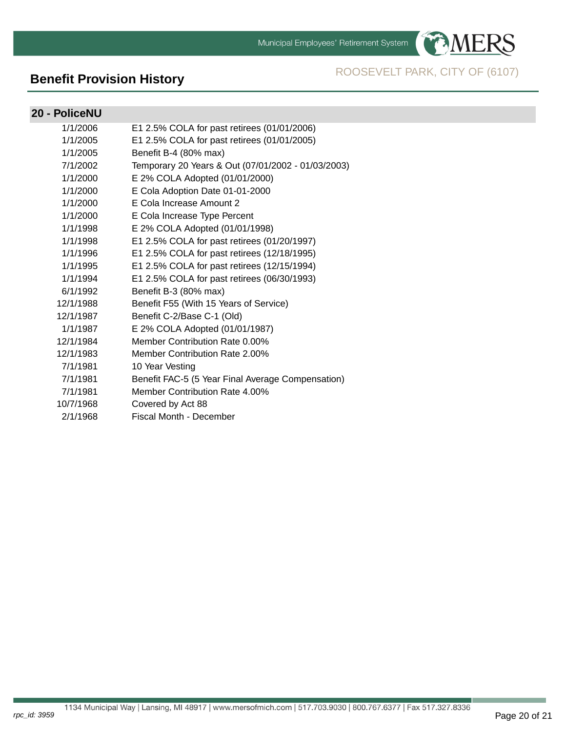## Benefit Provision History

ROOSEVELT PARK, CITY OF (6107)

### 20 - PoliceNU

| | |
|---|---|
| 1/1/2006 | E1 2.5% COLA for past retirees (01/01/2006) |
| 1/1/2005 | E1 2.5% COLA for past retirees (01/01/2005) |
| 1/1/2005 | Benefit B-4 (80% max) |
| 7/1/2002 | Temporary 20 Years & Out (07/01/2002 - 01/03/2003) |
| 1/1/2000 | E 2% COLA Adopted (01/01/2000) |
| 1/1/2000 | E Cola Adoption Date 01-01-2000 |
| 1/1/2000 | E Cola Increase Amount 2 |
| 1/1/2000 | E Cola Increase Type Percent |
| 1/1/1998 | E 2% COLA Adopted (01/01/1998) |
| 1/1/1998 | E1 2.5% COLA for past retirees (01/20/1997) |
| 1/1/1996 | E1 2.5% COLA for past retirees (12/18/1995) |
| 1/1/1995 | E1 2.5% COLA for past retirees (12/15/1994) |
| 1/1/1994 | E1 2.5% COLA for past retirees (06/30/1993) |
| 6/1/1992 | Benefit B-3 (80% max) |
| 12/1/1988 | Benefit F55 (With 15 Years of Service) |
| 12/1/1987 | Benefit C-2/Base C-1 (Old) |
| 1/1/1987 | E 2% COLA Adopted (01/01/1987) |
| 12/1/1984 | Member Contribution Rate 0.00% |
| 12/1/1983 | Member Contribution Rate 2.00% |
| 7/1/1981 | 10 Year Vesting |
| 7/1/1981 | Benefit FAC-5 (5 Year Final Average Compensation) |
| 7/1/1981 | Member Contribution Rate 4.00% |
| 10/7/1968 | Covered by Act 88 |
| 2/1/1968 | Fiscal Month - December |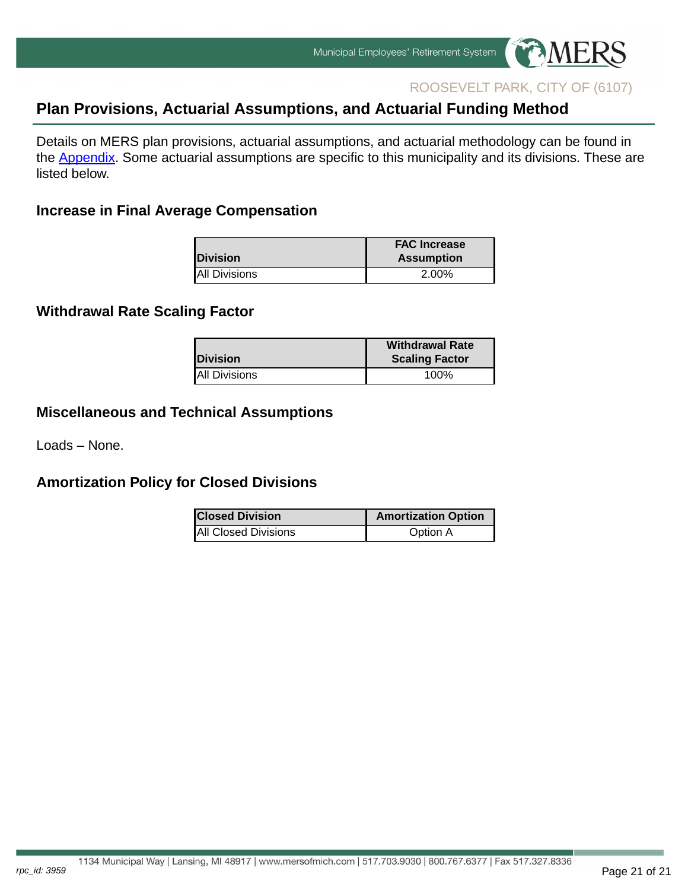ROOSEVELT PARK, CITY OF (6107)

## Plan Provisions, Actuarial Assumptions, and Actuarial Funding Method

Details on MERS plan provisions, actuarial assumptions, and actuarial methodology can be found in the Appendix. Some actuarial assumptions are specific to this municipality and its divisions. These are listed below.

### Increase in Final Average Compensation

| Division | FAC Increase Assumption |
|---|---|
| All Divisions | 2.00% |

### Withdrawal Rate Scaling Factor

| Division | Withdrawal Rate Scaling Factor |
|---|---|
| All Divisions | 100% |

### Miscellaneous and Technical Assumptions

Loads – None.

### Amortization Policy for Closed Divisions

| Closed Division | Amortization Option |
|---|---|
| All Closed Divisions | Option A |